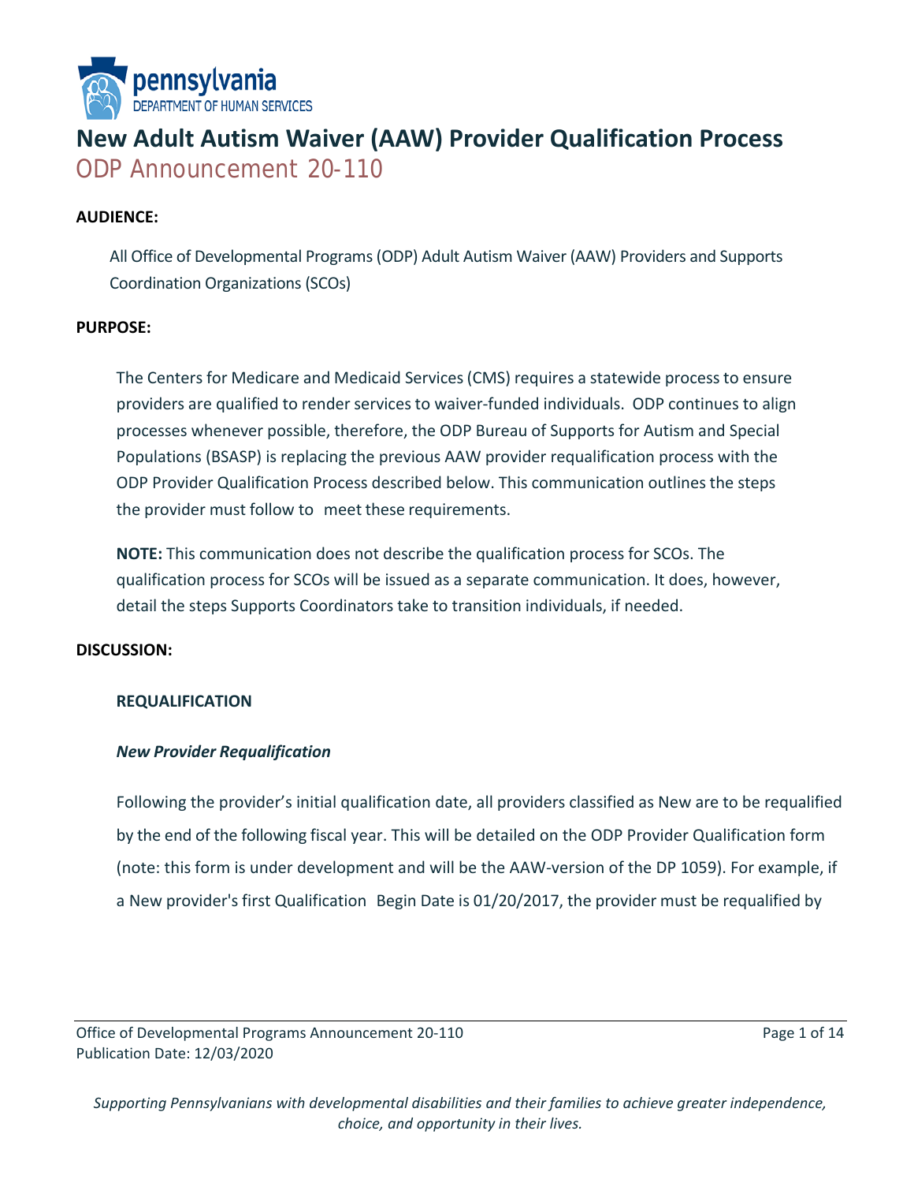# New Adult Autism Waiver (AAW) Provider Qualification Process

## ODP Announcement 20-110

**AUDIENCE:**

All Office of Developmental Programs (ODP) Adult Autism Waiver (AAW) Providers and Supports Coordination Organizations (SCOs)

**PURPOSE:**

The Centers for Medicare and Medicaid Services (CMS) requires a statewide process to ensure providers are qualified to render services to waiver-funded individuals. ODP continues to align processes whenever possible, therefore, the ODP Bureau of Supports for Autism and Special Populations (BSASP) is replacing the previous AAW provider requalification process with the ODP Provider Qualification Process described below. This communication outlines the steps the provider must follow to meet these requirements.

**NOTE:** This communication does not describe the qualification process for SCOs. The qualification process for SCOs will be issued as a separate communication. It does, however, detail the steps Supports Coordinators take to transition individuals, if needed.

**DISCUSSION:**

**REQUALIFICATION**

***New Provider Requalification***

Following the provider's initial qualification date, all providers classified as New are to be requalified by the end of the following fiscal year. This will be detailed on the ODP Provider Qualification form (note: this form is under development and will be the AAW-version of the DP 1059). For example, if a New provider's first Qualification Begin Date is 01/20/2017, the provider must be requalified by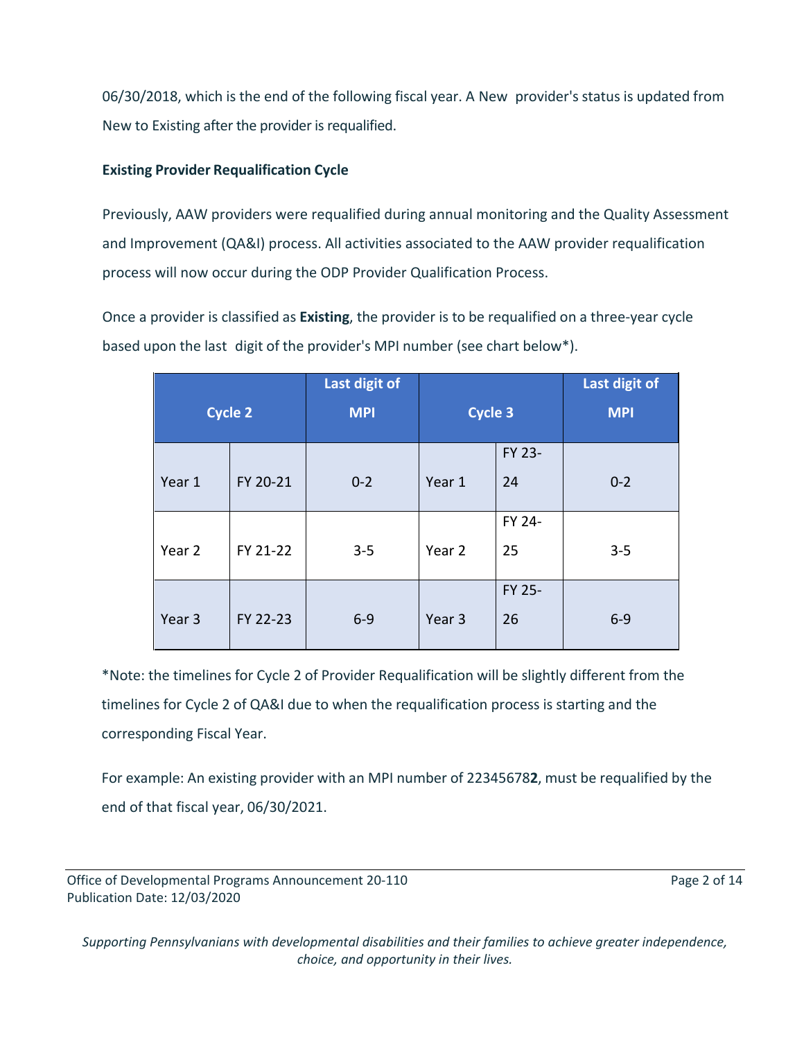06/30/2018, which is the end of the following fiscal year. A New provider's status is updated from New to Existing after the provider is requalified.

**Existing Provider Requalification Cycle**

Previously, AAW providers were requalified during annual monitoring and the Quality Assessment and Improvement (QA&I) process. All activities associated to the AAW provider requalification process will now occur during the ODP Provider Qualification Process.

Once a provider is classified as **Existing**, the provider is to be requalified on a three-year cycle based upon the last digit of the provider's MPI number (see chart below*).

| Cycle 2 | | Last digit of MPI | Cycle 3 | | Last digit of MPI |
|---|---|---|---|---|---|
| Year 1 | FY 20-21 | 0-2 | Year 1 | FY 23-24 | 0-2 |
| Year 2 | FY 21-22 | 3-5 | Year 2 | FY 24-25 | 3-5 |
| Year 3 | FY 22-23 | 6-9 | Year 3 | FY 25-26 | 6-9 |

*Note: the timelines for Cycle 2 of Provider Requalification will be slightly different from the timelines for Cycle 2 of QA&I due to when the requalification process is starting and the corresponding Fiscal Year.

For example: An existing provider with an MPI number of 22345678**2**, must be requalified by the end of that fiscal year, 06/30/2021.

Office of Developmental Programs Announcement 20-110
Publication Date: 12/03/2020

*Supporting Pennsylvanians with developmental disabilities and their families to achieve greater independence, choice, and opportunity in their lives.*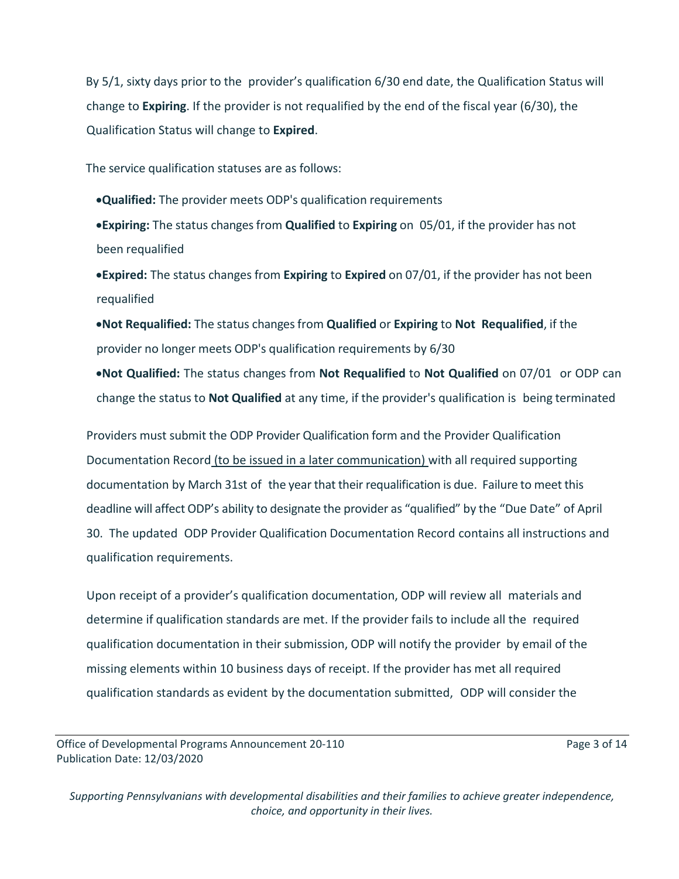By 5/1, sixty days prior to the provider's qualification 6/30 end date, the Qualification Status will change to **Expiring**. If the provider is not requalified by the end of the fiscal year (6/30), the Qualification Status will change to **Expired**.

The service qualification statuses are as follows:

- **Qualified:** The provider meets ODP's qualification requirements
- **Expiring:** The status changes from **Qualified** to **Expiring** on 05/01, if the provider has not been requalified
- **Expired:** The status changes from **Expiring** to **Expired** on 07/01, if the provider has not been requalified
- **Not Requalified:** The status changes from **Qualified** or **Expiring** to **Not Requalified**, if the provider no longer meets ODP's qualification requirements by 6/30
- **Not Qualified:** The status changes from **Not Requalified** to **Not Qualified** on 07/01 or ODP can change the status to **Not Qualified** at any time, if the provider's qualification is being terminated

Providers must submit the ODP Provider Qualification form and the Provider Qualification Documentation Record (to be issued in a later communication) with all required supporting documentation by March 31st of the year that their requalification is due. Failure to meet this deadline will affect ODP's ability to designate the provider as "qualified" by the "Due Date" of April 30. The updated ODP Provider Qualification Documentation Record contains all instructions and qualification requirements.

Upon receipt of a provider's qualification documentation, ODP will review all materials and determine if qualification standards are met. If the provider fails to include all the required qualification documentation in their submission, ODP will notify the provider by email of the missing elements within 10 business days of receipt. If the provider has met all required qualification standards as evident by the documentation submitted, ODP will consider the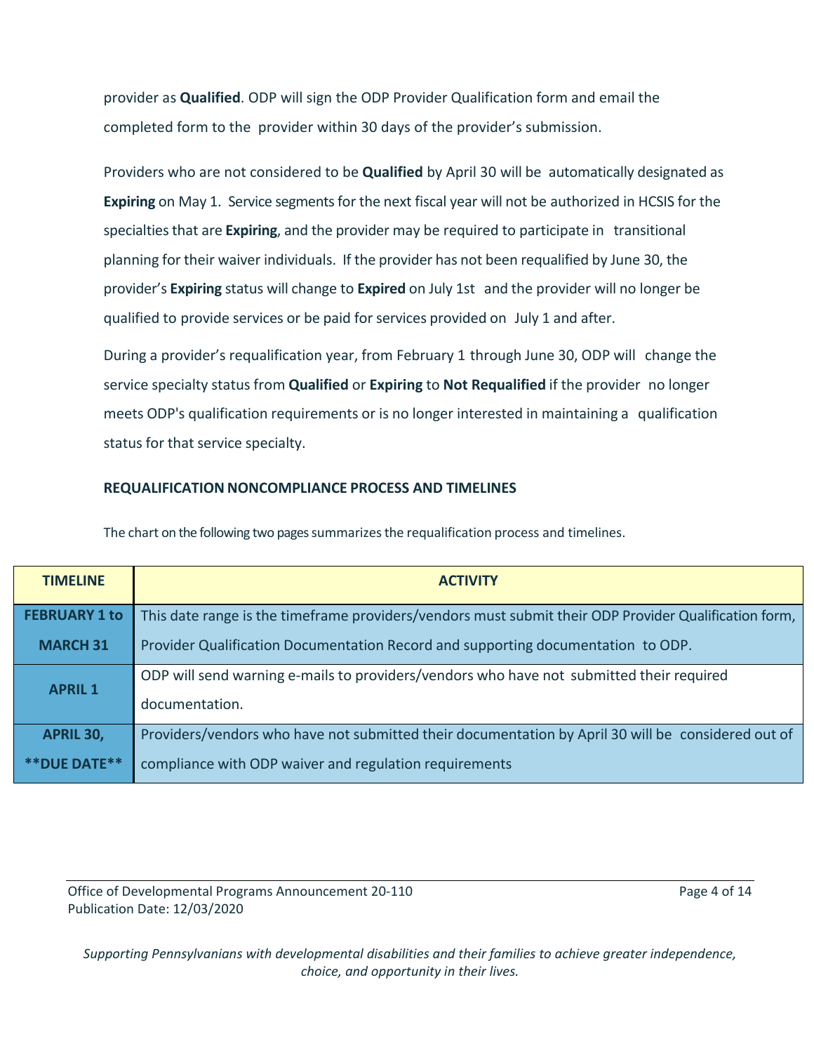provider as **Qualified**. ODP will sign the ODP Provider Qualification form and email the completed form to the provider within 30 days of the provider's submission.

Providers who are not considered to be **Qualified** by April 30 will be automatically designated as **Expiring** on May 1. Service segments for the next fiscal year will not be authorized in HCSIS for the specialties that are **Expiring**, and the provider may be required to participate in transitional planning for their waiver individuals. If the provider has not been requalified by June 30, the provider's **Expiring** status will change to **Expired** on July 1st and the provider will no longer be qualified to provide services or be paid for services provided on July 1 and after.

During a provider's requalification year, from February 1 through June 30, ODP will change the service specialty status from **Qualified** or **Expiring** to **Not Requalified** if the provider no longer meets ODP's qualification requirements or is no longer interested in maintaining a qualification status for that service specialty.

### REQUALIFICATION NONCOMPLIANCE PROCESS AND TIMELINES

The chart on the following two pages summarizes the requalification process and timelines.

| TIMELINE | ACTIVITY |
|---|---|
| **FEBRUARY 1 to MARCH 31** | This date range is the timeframe providers/vendors must submit their ODP Provider Qualification form, Provider Qualification Documentation Record and supporting documentation to ODP. |
| **APRIL 1** | ODP will send warning e-mails to providers/vendors who have not submitted their required documentation. |
| **APRIL 30, \*\*DUE DATE\*\*** | Providers/vendors who have not submitted their documentation by April 30 will be considered out of compliance with ODP waiver and regulation requirements |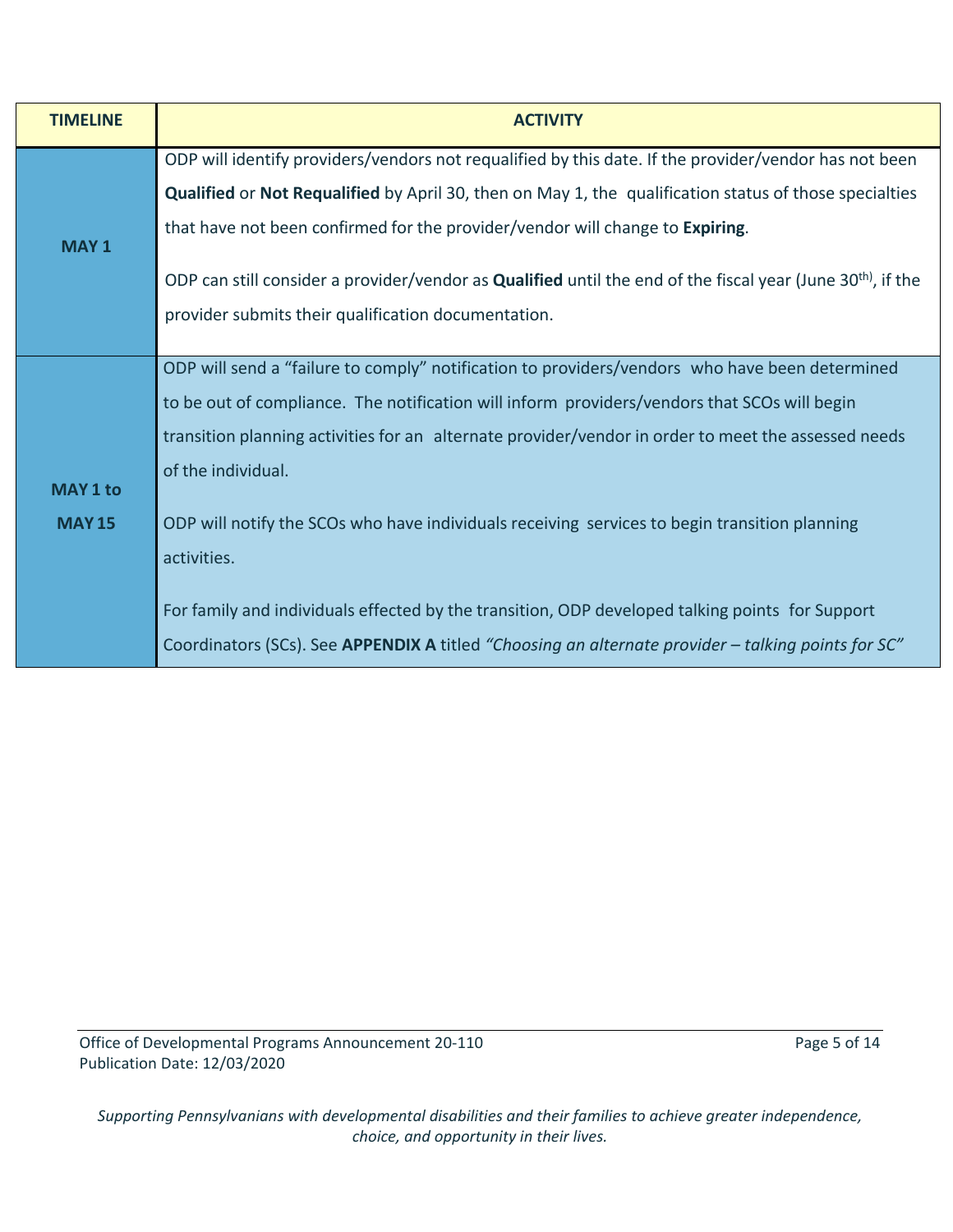| TIMELINE | ACTIVITY |
|---|---|
| **MAY 1** | ODP will identify providers/vendors not requalified by this date. If the provider/vendor has not been **Qualified** or **Not Requalified** by April 30, then on May 1, the qualification status of those specialties that have not been confirmed for the provider/vendor will change to **Expiring**.<br><br>ODP can still consider a provider/vendor as **Qualified** until the end of the fiscal year (June 30th), if the provider submits their qualification documentation. |
| **MAY 1 to MAY 15** | ODP will send a "failure to comply" notification to providers/vendors who have been determined to be out of compliance. The notification will inform providers/vendors that SCOs will begin transition planning activities for an alternate provider/vendor in order to meet the assessed needs of the individual.<br><br>ODP will notify the SCOs who have individuals receiving services to begin transition planning activities.<br><br>For family and individuals effected by the transition, ODP developed talking points for Support Coordinators (SCs). See **APPENDIX A** titled *"Choosing an alternate provider – talking points for SC"* |

Office of Developmental Programs Announcement 20-110
Publication Date: 12/03/2020

*Supporting Pennsylvanians with developmental disabilities and their families to achieve greater independence, choice, and opportunity in their lives.*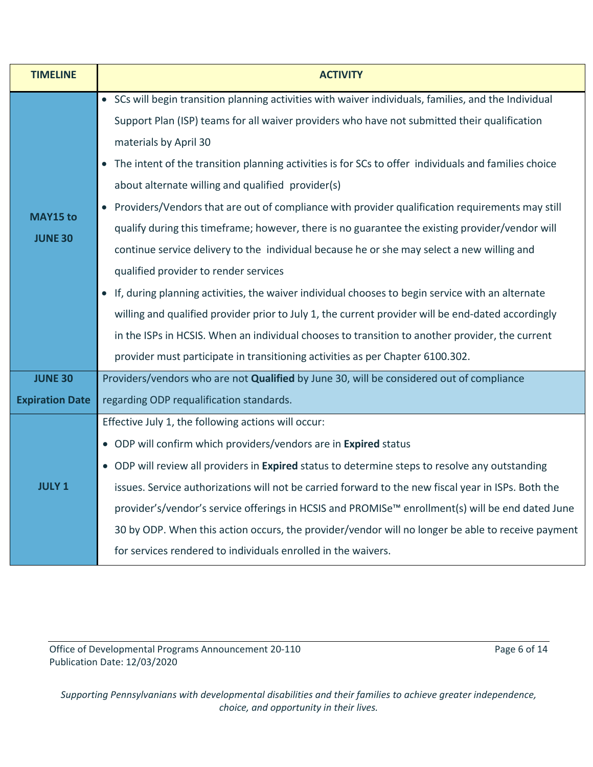| TIMELINE | ACTIVITY |
|---|---|
| **MAY15 to JUNE 30** | • SCs will begin transition planning activities with waiver individuals, families, and the Individual Support Plan (ISP) teams for all waiver providers who have not submitted their qualification materials by April 30<br>• The intent of the transition planning activities is for SCs to offer individuals and families choice about alternate willing and qualified provider(s)<br>• Providers/Vendors that are out of compliance with provider qualification requirements may still qualify during this timeframe; however, there is no guarantee the existing provider/vendor will continue service delivery to the individual because he or she may select a new willing and qualified provider to render services<br>• If, during planning activities, the waiver individual chooses to begin service with an alternate willing and qualified provider prior to July 1, the current provider will be end-dated accordingly in the ISPs in HCSIS. When an individual chooses to transition to another provider, the current provider must participate in transitioning activities as per Chapter 6100.302. |
| **JUNE 30 Expiration Date** | Providers/vendors who are not **Qualified** by June 30, will be considered out of compliance regarding ODP requalification standards. |
| **JULY 1** | Effective July 1, the following actions will occur:<br>• ODP will confirm which providers/vendors are in **Expired** status<br>• ODP will review all providers in **Expired** status to determine steps to resolve any outstanding issues. Service authorizations will not be carried forward to the new fiscal year in ISPs. Both the provider's/vendor's service offerings in HCSIS and PROMISe™ enrollment(s) will be end dated June 30 by ODP. When this action occurs, the provider/vendor will no longer be able to receive payment for services rendered to individuals enrolled in the waivers. |

Office of Developmental Programs Announcement 20-110
Publication Date: 12/03/2020

*Supporting Pennsylvanians with developmental disabilities and their families to achieve greater independence, choice, and opportunity in their lives.*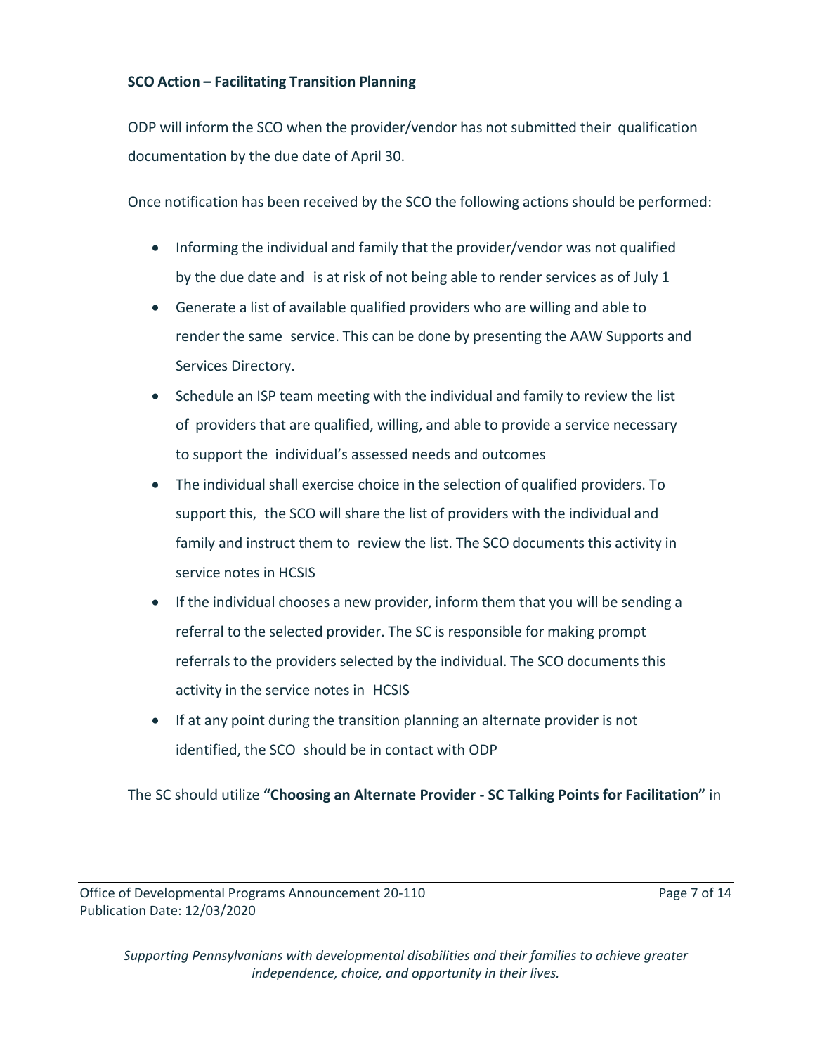**SCO Action – Facilitating Transition Planning**

ODP will inform the SCO when the provider/vendor has not submitted their qualification documentation by the due date of April 30.

Once notification has been received by the SCO the following actions should be performed:

- Informing the individual and family that the provider/vendor was not qualified by the due date and is at risk of not being able to render services as of July 1
- Generate a list of available qualified providers who are willing and able to render the same service. This can be done by presenting the AAW Supports and Services Directory.
- Schedule an ISP team meeting with the individual and family to review the list of providers that are qualified, willing, and able to provide a service necessary to support the individual's assessed needs and outcomes
- The individual shall exercise choice in the selection of qualified providers. To support this, the SCO will share the list of providers with the individual and family and instruct them to review the list. The SCO documents this activity in service notes in HCSIS
- If the individual chooses a new provider, inform them that you will be sending a referral to the selected provider. The SC is responsible for making prompt referrals to the providers selected by the individual. The SCO documents this activity in the service notes in HCSIS
- If at any point during the transition planning an alternate provider is not identified, the SCO should be in contact with ODP

The SC should utilize **"Choosing an Alternate Provider - SC Talking Points for Facilitation"** in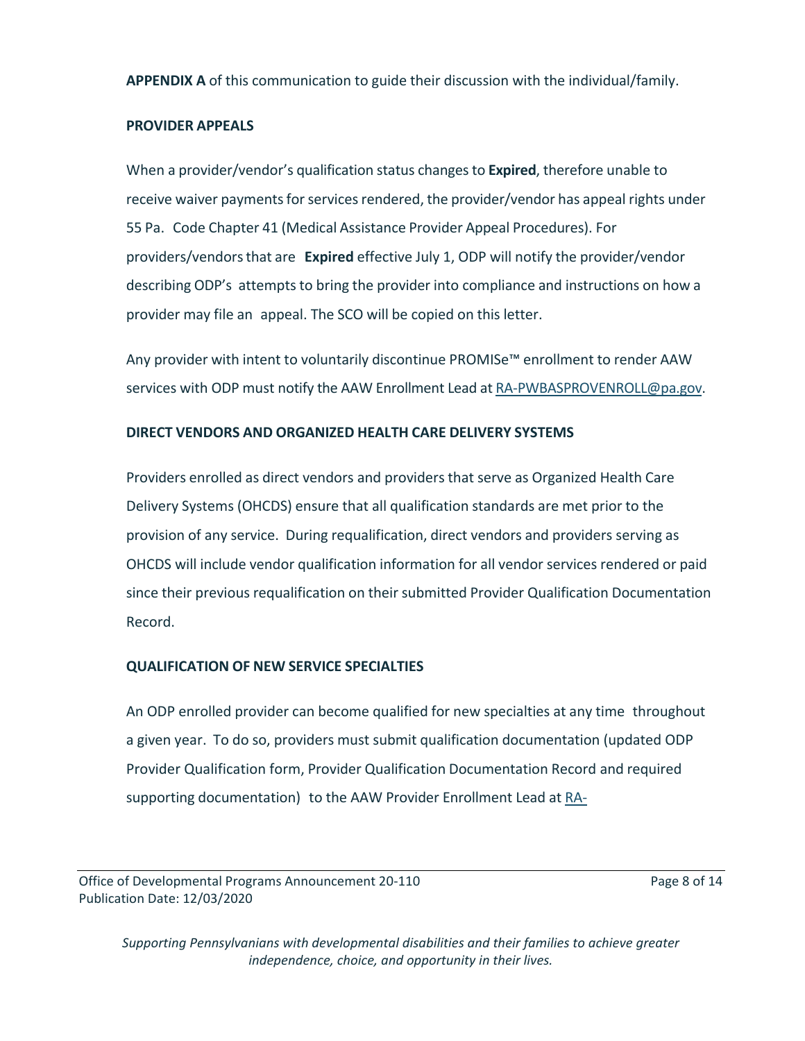**APPENDIX A** of this communication to guide their discussion with the individual/family.

**PROVIDER APPEALS**

When a provider/vendor's qualification status changes to **Expired**, therefore unable to receive waiver payments for services rendered, the provider/vendor has appeal rights under 55 Pa. Code Chapter 41 (Medical Assistance Provider Appeal Procedures). For providers/vendors that are **Expired** effective July 1, ODP will notify the provider/vendor describing ODP's attempts to bring the provider into compliance and instructions on how a provider may file an appeal. The SCO will be copied on this letter.

Any provider with intent to voluntarily discontinue PROMISe™ enrollment to render AAW services with ODP must notify the AAW Enrollment Lead at RA-PWBASPROVENROLL@pa.gov.

**DIRECT VENDORS AND ORGANIZED HEALTH CARE DELIVERY SYSTEMS**

Providers enrolled as direct vendors and providers that serve as Organized Health Care Delivery Systems (OHCDS) ensure that all qualification standards are met prior to the provision of any service. During requalification, direct vendors and providers serving as OHCDS will include vendor qualification information for all vendor services rendered or paid since their previous requalification on their submitted Provider Qualification Documentation Record.

**QUALIFICATION OF NEW SERVICE SPECIALTIES**

An ODP enrolled provider can become qualified for new specialties at any time throughout a given year. To do so, providers must submit qualification documentation (updated ODP Provider Qualification form, Provider Qualification Documentation Record and required supporting documentation) to the AAW Provider Enrollment Lead at RA-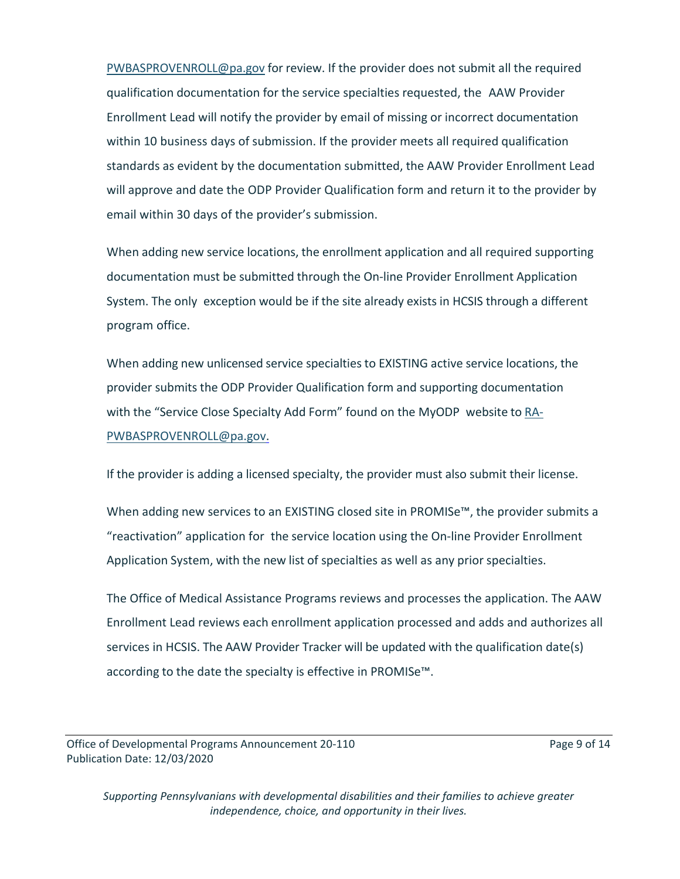PWBASPROVENROLL@pa.gov for review. If the provider does not submit all the required qualification documentation for the service specialties requested, the AAW Provider Enrollment Lead will notify the provider by email of missing or incorrect documentation within 10 business days of submission. If the provider meets all required qualification standards as evident by the documentation submitted, the AAW Provider Enrollment Lead will approve and date the ODP Provider Qualification form and return it to the provider by email within 30 days of the provider's submission.

When adding new service locations, the enrollment application and all required supporting documentation must be submitted through the On-line Provider Enrollment Application System. The only exception would be if the site already exists in HCSIS through a different program office.

When adding new unlicensed service specialties to EXISTING active service locations, the provider submits the ODP Provider Qualification form and supporting documentation with the "Service Close Specialty Add Form" found on the MyODP website to RA-PWBASPROVENROLL@pa.gov.

If the provider is adding a licensed specialty, the provider must also submit their license.

When adding new services to an EXISTING closed site in PROMISe™, the provider submits a "reactivation" application for the service location using the On-line Provider Enrollment Application System, with the new list of specialties as well as any prior specialties.

The Office of Medical Assistance Programs reviews and processes the application. The AAW Enrollment Lead reviews each enrollment application processed and adds and authorizes all services in HCSIS. The AAW Provider Tracker will be updated with the qualification date(s) according to the date the specialty is effective in PROMISe™.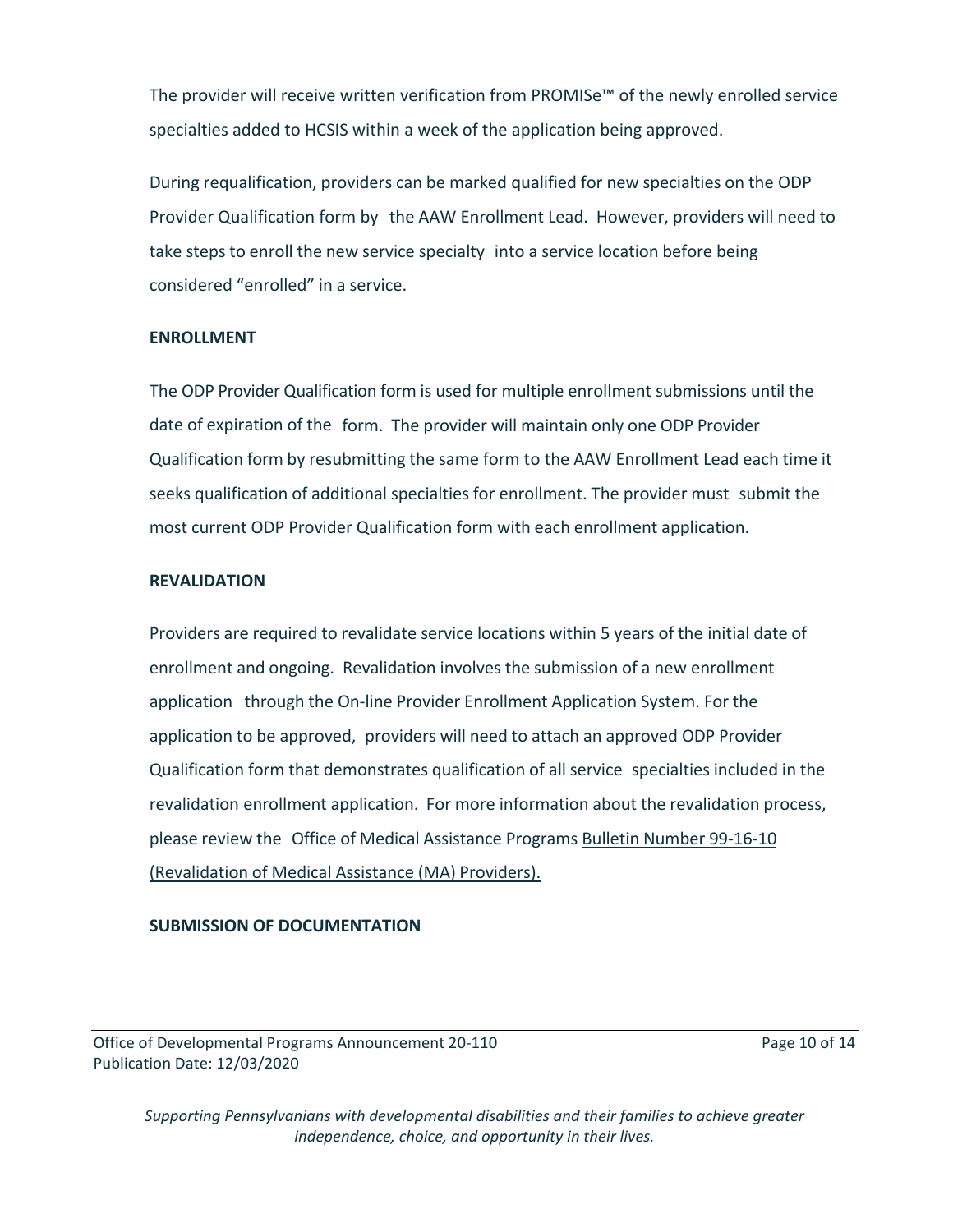The provider will receive written verification from PROMISe™ of the newly enrolled service specialties added to HCSIS within a week of the application being approved.

During requalification, providers can be marked qualified for new specialties on the ODP Provider Qualification form by the AAW Enrollment Lead. However, providers will need to take steps to enroll the new service specialty into a service location before being considered "enrolled" in a service.

**ENROLLMENT**

The ODP Provider Qualification form is used for multiple enrollment submissions until the date of expiration of the form. The provider will maintain only one ODP Provider Qualification form by resubmitting the same form to the AAW Enrollment Lead each time it seeks qualification of additional specialties for enrollment. The provider must submit the most current ODP Provider Qualification form with each enrollment application.

**REVALIDATION**

Providers are required to revalidate service locations within 5 years of the initial date of enrollment and ongoing. Revalidation involves the submission of a new enrollment application through the On-line Provider Enrollment Application System. For the application to be approved, providers will need to attach an approved ODP Provider Qualification form that demonstrates qualification of all service specialties included in the revalidation enrollment application. For more information about the revalidation process, please review the Office of Medical Assistance Programs Bulletin Number 99-16-10 (Revalidation of Medical Assistance (MA) Providers).

**SUBMISSION OF DOCUMENTATION**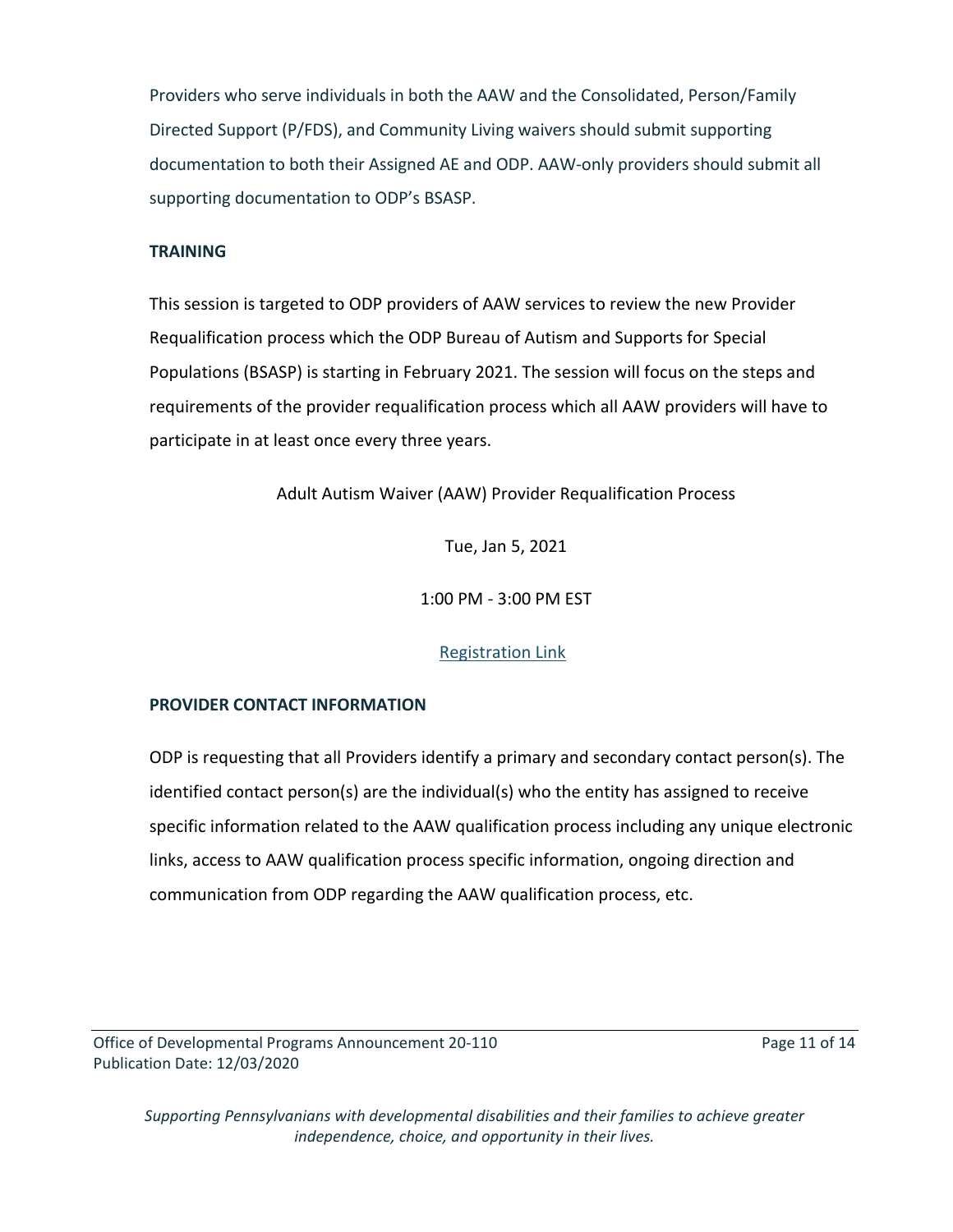Providers who serve individuals in both the AAW and the Consolidated, Person/Family Directed Support (P/FDS), and Community Living waivers should submit supporting documentation to both their Assigned AE and ODP. AAW-only providers should submit all supporting documentation to ODP's BSASP.

**TRAINING**

This session is targeted to ODP providers of AAW services to review the new Provider Requalification process which the ODP Bureau of Autism and Supports for Special Populations (BSASP) is starting in February 2021. The session will focus on the steps and requirements of the provider requalification process which all AAW providers will have to participate in at least once every three years.

Adult Autism Waiver (AAW) Provider Requalification Process

Tue, Jan 5, 2021

1:00 PM - 3:00 PM EST

Registration Link

**PROVIDER CONTACT INFORMATION**

ODP is requesting that all Providers identify a primary and secondary contact person(s). The identified contact person(s) are the individual(s) who the entity has assigned to receive specific information related to the AAW qualification process including any unique electronic links, access to AAW qualification process specific information, ongoing direction and communication from ODP regarding the AAW qualification process, etc.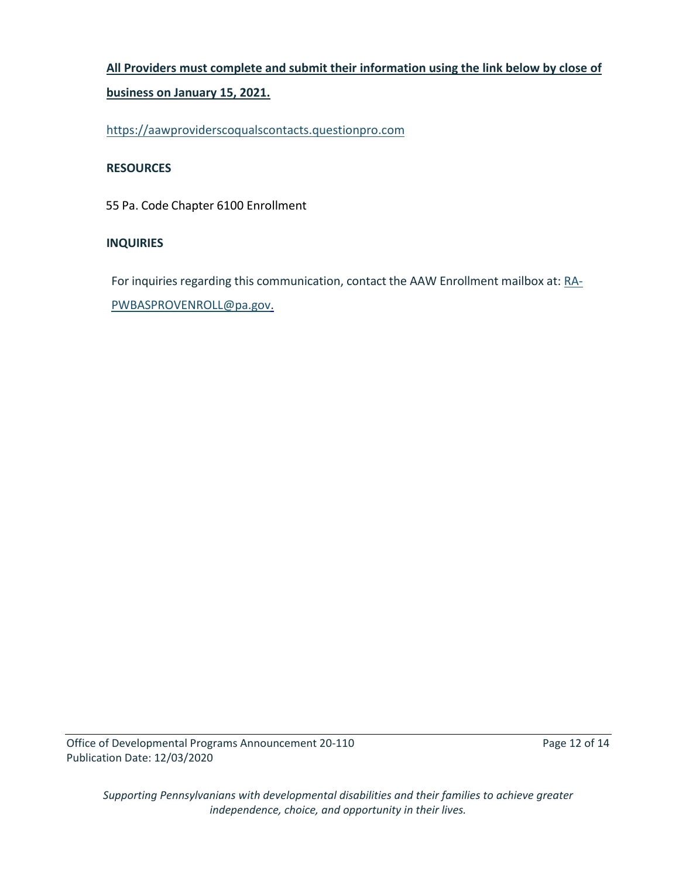**All Providers must complete and submit their information using the link below by close of business on January 15, 2021.**

https://aawproviderscoqualscontacts.questionpro.com

**RESOURCES**

55 Pa. Code Chapter 6100 Enrollment

**INQUIRIES**

For inquiries regarding this communication, contact the AAW Enrollment mailbox at: RA-PWBASPROVENROLL@pa.gov.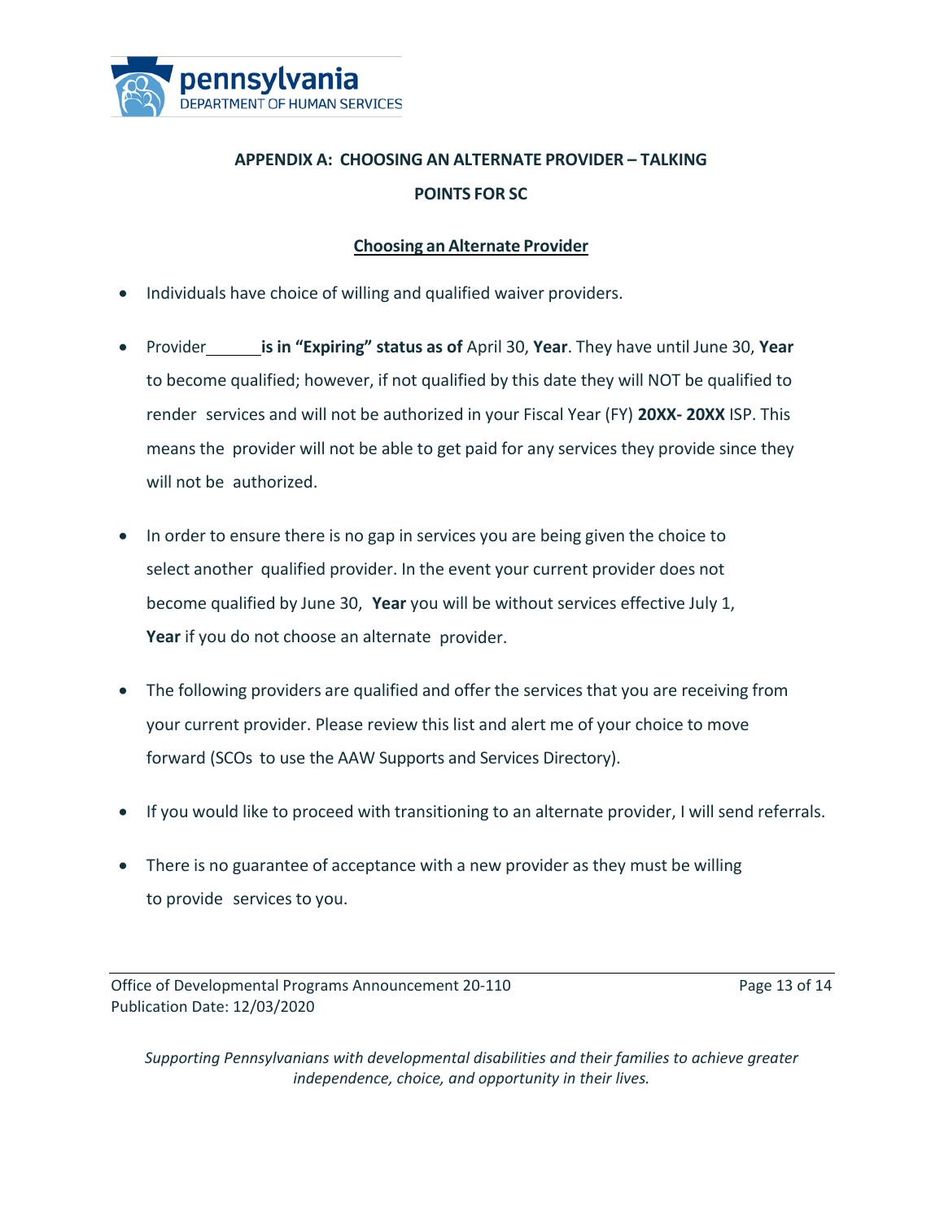## APPENDIX A: CHOOSING AN ALTERNATE PROVIDER – TALKING POINTS FOR SC

### Choosing an Alternate Provider

- Individuals have choice of willing and qualified waiver providers.
- Provider______ **is in "Expiring" status as of** April 30, **Year**. They have until June 30, **Year** to become qualified; however, if not qualified by this date they will NOT be qualified to render services and will not be authorized in your Fiscal Year (FY) **20XX- 20XX** ISP. This means the provider will not be able to get paid for any services they provide since they will not be authorized.
- In order to ensure there is no gap in services you are being given the choice to select another qualified provider. In the event your current provider does not become qualified by June 30, **Year** you will be without services effective July 1, **Year** if you do not choose an alternate provider.
- The following providers are qualified and offer the services that you are receiving from your current provider. Please review this list and alert me of your choice to move forward (SCOs to use the AAW Supports and Services Directory).
- If you would like to proceed with transitioning to an alternate provider, I will send referrals.
- There is no guarantee of acceptance with a new provider as they must be willing to provide services to you.

Office of Developmental Programs Announcement 20-110
Publication Date: 12/03/2020

*Supporting Pennsylvanians with developmental disabilities and their families to achieve greater independence, choice, and opportunity in their lives.*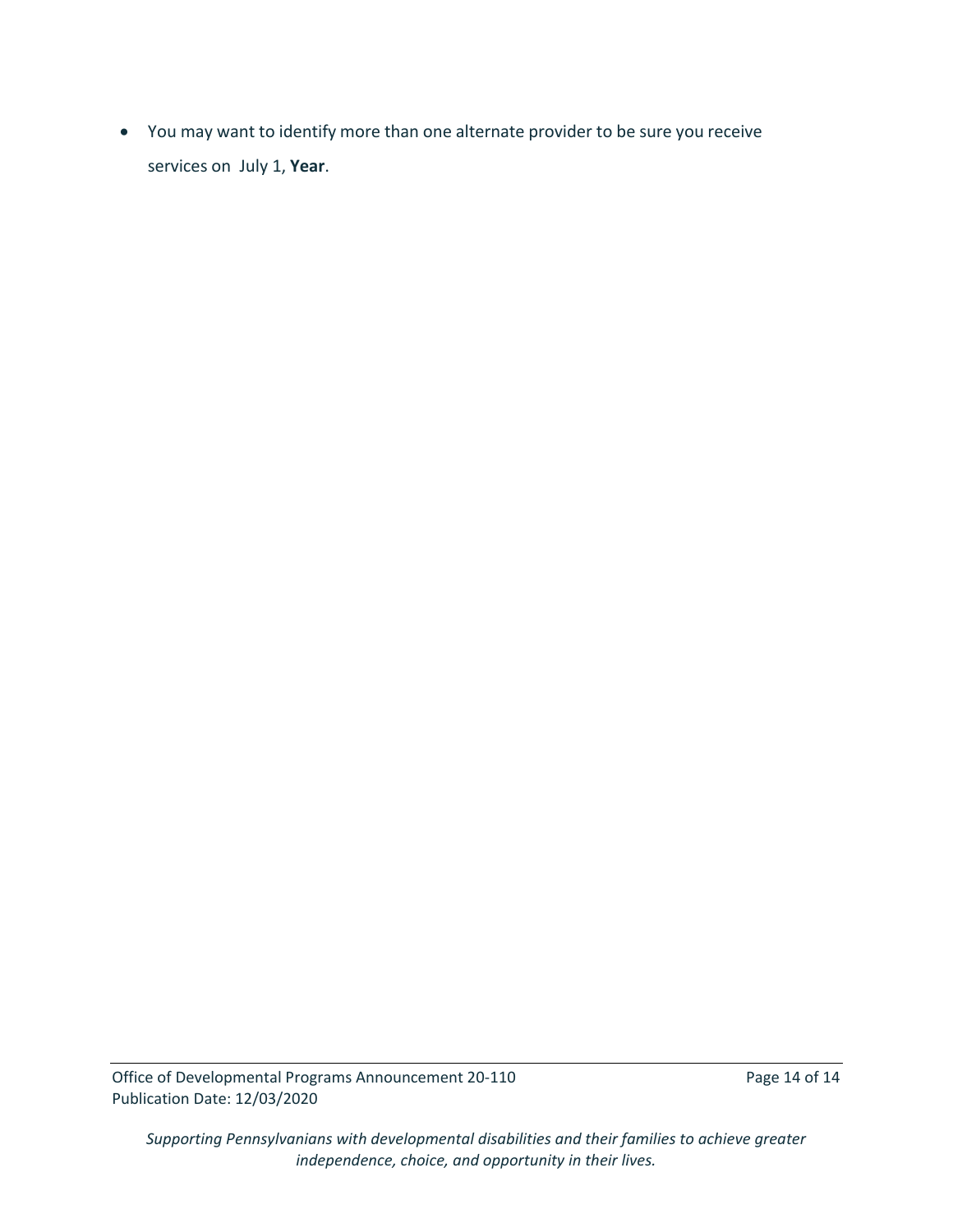- You may want to identify more than one alternate provider to be sure you receive services on July 1, **Year**.